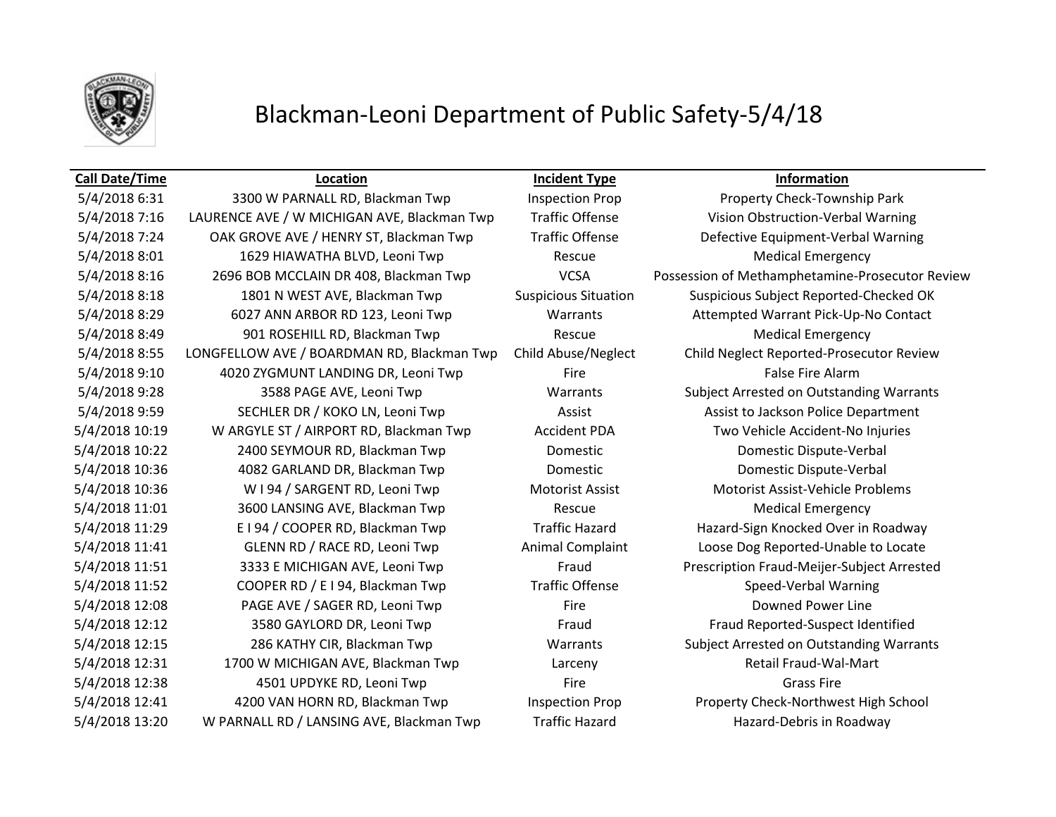# Blackman-Leoni Department of Public Safety-5/4/18

| Call Date/Time | Location | Incident Type | Information |
|---|---|---|---|
| 5/4/2018 6:31 | 3300 W PARNALL RD, Blackman Twp | Inspection Prop | Property Check-Township Park |
| 5/4/2018 7:16 | LAURENCE AVE / W MICHIGAN AVE, Blackman Twp | Traffic Offense | Vision Obstruction-Verbal Warning |
| 5/4/2018 7:24 | OAK GROVE AVE / HENRY ST, Blackman Twp | Traffic Offense | Defective Equipment-Verbal Warning |
| 5/4/2018 8:01 | 1629 HIAWATHA BLVD, Leoni Twp | Rescue | Medical Emergency |
| 5/4/2018 8:16 | 2696 BOB MCCLAIN DR 408, Blackman Twp | VCSA | Possession of Methamphetamine-Prosecutor Review |
| 5/4/2018 8:18 | 1801 N WEST AVE, Blackman Twp | Suspicious Situation | Suspicious Subject Reported-Checked OK |
| 5/4/2018 8:29 | 6027 ANN ARBOR RD 123, Leoni Twp | Warrants | Attempted Warrant Pick-Up-No Contact |
| 5/4/2018 8:49 | 901 ROSEHILL RD, Blackman Twp | Rescue | Medical Emergency |
| 5/4/2018 8:55 | LONGFELLOW AVE / BOARDMAN RD, Blackman Twp | Child Abuse/Neglect | Child Neglect Reported-Prosecutor Review |
| 5/4/2018 9:10 | 4020 ZYGMUNT LANDING DR, Leoni Twp | Fire | False Fire Alarm |
| 5/4/2018 9:28 | 3588 PAGE AVE, Leoni Twp | Warrants | Subject Arrested on Outstanding Warrants |
| 5/4/2018 9:59 | SECHLER DR / KOKO LN, Leoni Twp | Assist | Assist to Jackson Police Department |
| 5/4/2018 10:19 | W ARGYLE ST / AIRPORT RD, Blackman Twp | Accident PDA | Two Vehicle Accident-No Injuries |
| 5/4/2018 10:22 | 2400 SEYMOUR RD, Blackman Twp | Domestic | Domestic Dispute-Verbal |
| 5/4/2018 10:36 | 4082 GARLAND DR, Blackman Twp | Domestic | Domestic Dispute-Verbal |
| 5/4/2018 10:36 | W I 94 / SARGENT RD, Leoni Twp | Motorist Assist | Motorist Assist-Vehicle Problems |
| 5/4/2018 11:01 | 3600 LANSING AVE, Blackman Twp | Rescue | Medical Emergency |
| 5/4/2018 11:29 | E I 94 / COOPER RD, Blackman Twp | Traffic Hazard | Hazard-Sign Knocked Over in Roadway |
| 5/4/2018 11:41 | GLENN RD / RACE RD, Leoni Twp | Animal Complaint | Loose Dog Reported-Unable to Locate |
| 5/4/2018 11:51 | 3333 E MICHIGAN AVE, Leoni Twp | Fraud | Prescription Fraud-Meijer-Subject Arrested |
| 5/4/2018 11:52 | COOPER RD / E I 94, Blackman Twp | Traffic Offense | Speed-Verbal Warning |
| 5/4/2018 12:08 | PAGE AVE / SAGER RD, Leoni Twp | Fire | Downed Power Line |
| 5/4/2018 12:12 | 3580 GAYLORD DR, Leoni Twp | Fraud | Fraud Reported-Suspect Identified |
| 5/4/2018 12:15 | 286 KATHY CIR, Blackman Twp | Warrants | Subject Arrested on Outstanding Warrants |
| 5/4/2018 12:31 | 1700 W MICHIGAN AVE, Blackman Twp | Larceny | Retail Fraud-Wal-Mart |
| 5/4/2018 12:38 | 4501 UPDYKE RD, Leoni Twp | Fire | Grass Fire |
| 5/4/2018 12:41 | 4200 VAN HORN RD, Blackman Twp | Inspection Prop | Property Check-Northwest High School |
| 5/4/2018 13:20 | W PARNALL RD / LANSING AVE, Blackman Twp | Traffic Hazard | Hazard-Debris in Roadway |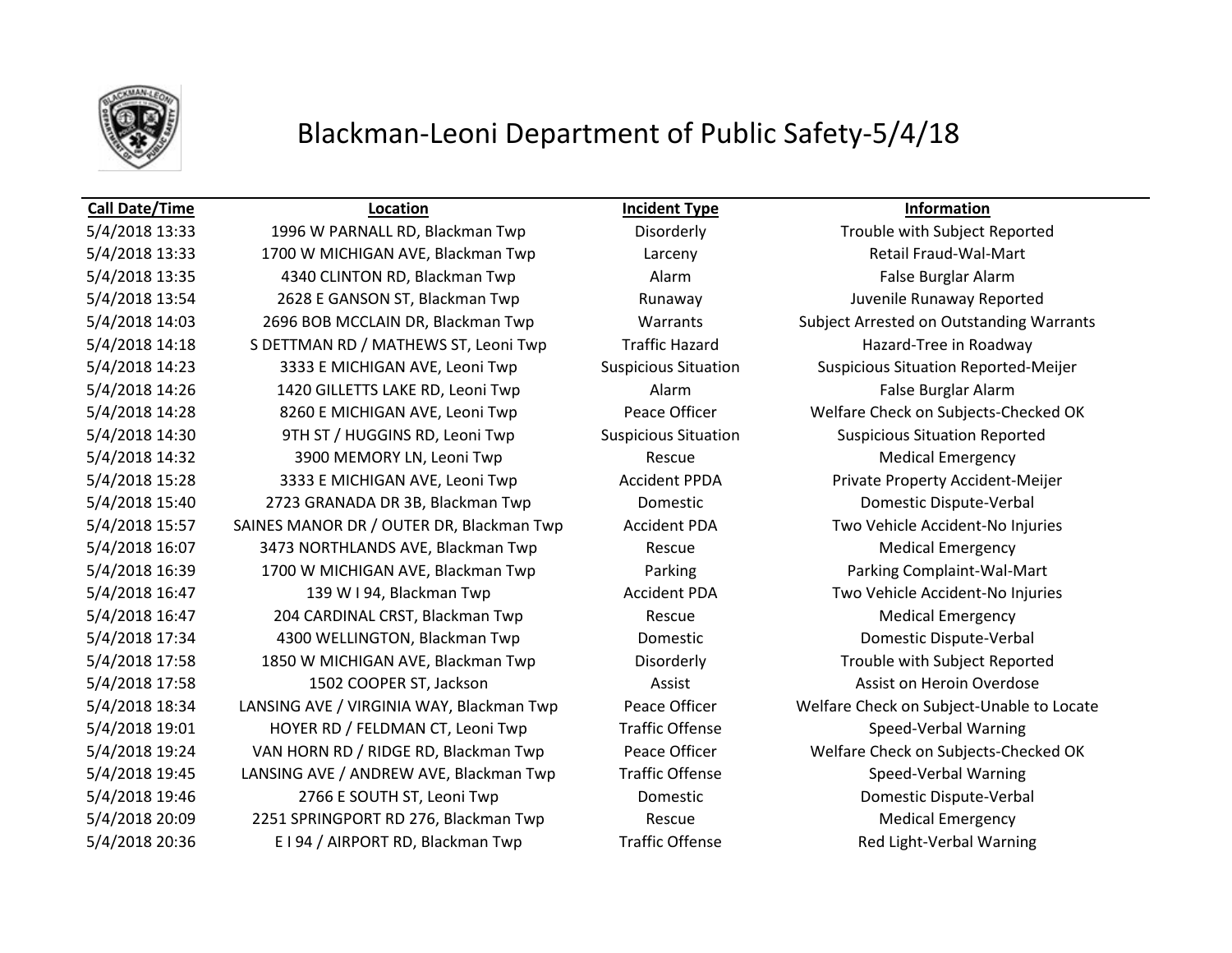# Blackman-Leoni Department of Public Safety-5/4/18

| Call Date/Time | Location | Incident Type | Information |
|---|---|---|---|
| 5/4/2018 13:33 | 1996 W PARNALL RD, Blackman Twp | Disorderly | Trouble with Subject Reported |
| 5/4/2018 13:33 | 1700 W MICHIGAN AVE, Blackman Twp | Larceny | Retail Fraud-Wal-Mart |
| 5/4/2018 13:35 | 4340 CLINTON RD, Blackman Twp | Alarm | False Burglar Alarm |
| 5/4/2018 13:54 | 2628 E GANSON ST, Blackman Twp | Runaway | Juvenile Runaway Reported |
| 5/4/2018 14:03 | 2696 BOB MCCLAIN DR, Blackman Twp | Warrants | Subject Arrested on Outstanding Warrants |
| 5/4/2018 14:18 | S DETTMAN RD / MATHEWS ST, Leoni Twp | Traffic Hazard | Hazard-Tree in Roadway |
| 5/4/2018 14:23 | 3333 E MICHIGAN AVE, Leoni Twp | Suspicious Situation | Suspicious Situation Reported-Meijer |
| 5/4/2018 14:26 | 1420 GILLETTS LAKE RD, Leoni Twp | Alarm | False Burglar Alarm |
| 5/4/2018 14:28 | 8260 E MICHIGAN AVE, Leoni Twp | Peace Officer | Welfare Check on Subjects-Checked OK |
| 5/4/2018 14:30 | 9TH ST / HUGGINS RD, Leoni Twp | Suspicious Situation | Suspicious Situation Reported |
| 5/4/2018 14:32 | 3900 MEMORY LN, Leoni Twp | Rescue | Medical Emergency |
| 5/4/2018 15:28 | 3333 E MICHIGAN AVE, Leoni Twp | Accident PPDA | Private Property Accident-Meijer |
| 5/4/2018 15:40 | 2723 GRANADA DR 3B, Blackman Twp | Domestic | Domestic Dispute-Verbal |
| 5/4/2018 15:57 | SAINES MANOR DR / OUTER DR, Blackman Twp | Accident PDA | Two Vehicle Accident-No Injuries |
| 5/4/2018 16:07 | 3473 NORTHLANDS AVE, Blackman Twp | Rescue | Medical Emergency |
| 5/4/2018 16:39 | 1700 W MICHIGAN AVE, Blackman Twp | Parking | Parking Complaint-Wal-Mart |
| 5/4/2018 16:47 | 139 W I 94, Blackman Twp | Accident PDA | Two Vehicle Accident-No Injuries |
| 5/4/2018 16:47 | 204 CARDINAL CRST, Blackman Twp | Rescue | Medical Emergency |
| 5/4/2018 17:34 | 4300 WELLINGTON, Blackman Twp | Domestic | Domestic Dispute-Verbal |
| 5/4/2018 17:58 | 1850 W MICHIGAN AVE, Blackman Twp | Disorderly | Trouble with Subject Reported |
| 5/4/2018 17:58 | 1502 COOPER ST, Jackson | Assist | Assist on Heroin Overdose |
| 5/4/2018 18:34 | LANSING AVE / VIRGINIA WAY, Blackman Twp | Peace Officer | Welfare Check on Subject-Unable to Locate |
| 5/4/2018 19:01 | HOYER RD / FELDMAN CT, Leoni Twp | Traffic Offense | Speed-Verbal Warning |
| 5/4/2018 19:24 | VAN HORN RD / RIDGE RD, Blackman Twp | Peace Officer | Welfare Check on Subjects-Checked OK |
| 5/4/2018 19:45 | LANSING AVE / ANDREW AVE, Blackman Twp | Traffic Offense | Speed-Verbal Warning |
| 5/4/2018 19:46 | 2766 E SOUTH ST, Leoni Twp | Domestic | Domestic Dispute-Verbal |
| 5/4/2018 20:09 | 2251 SPRINGPORT RD 276, Blackman Twp | Rescue | Medical Emergency |
| 5/4/2018 20:36 | E I 94 / AIRPORT RD, Blackman Twp | Traffic Offense | Red Light-Verbal Warning |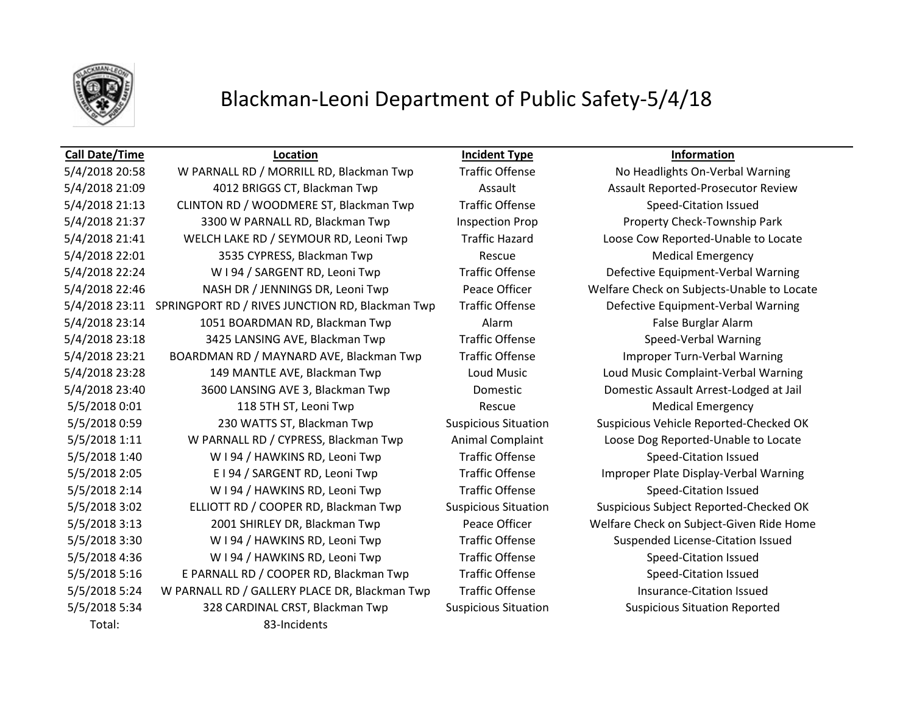# Blackman-Leoni Department of Public Safety-5/4/18

| Call Date/Time | Location | Incident Type | Information |
|---|---|---|---|
| 5/4/2018 20:58 | W PARNALL RD / MORRILL RD, Blackman Twp | Traffic Offense | No Headlights On-Verbal Warning |
| 5/4/2018 21:09 | 4012 BRIGGS CT, Blackman Twp | Assault | Assault Reported-Prosecutor Review |
| 5/4/2018 21:13 | CLINTON RD / WOODMERE ST, Blackman Twp | Traffic Offense | Speed-Citation Issued |
| 5/4/2018 21:37 | 3300 W PARNALL RD, Blackman Twp | Inspection Prop | Property Check-Township Park |
| 5/4/2018 21:41 | WELCH LAKE RD / SEYMOUR RD, Leoni Twp | Traffic Hazard | Loose Cow Reported-Unable to Locate |
| 5/4/2018 22:01 | 3535 CYPRESS, Blackman Twp | Rescue | Medical Emergency |
| 5/4/2018 22:24 | W I 94 / SARGENT RD, Leoni Twp | Traffic Offense | Defective Equipment-Verbal Warning |
| 5/4/2018 22:46 | NASH DR / JENNINGS DR, Leoni Twp | Peace Officer | Welfare Check on Subjects-Unable to Locate |
| 5/4/2018 23:11 | SPRINGPORT RD / RIVES JUNCTION RD, Blackman Twp | Traffic Offense | Defective Equipment-Verbal Warning |
| 5/4/2018 23:14 | 1051 BOARDMAN RD, Blackman Twp | Alarm | False Burglar Alarm |
| 5/4/2018 23:18 | 3425 LANSING AVE, Blackman Twp | Traffic Offense | Speed-Verbal Warning |
| 5/4/2018 23:21 | BOARDMAN RD / MAYNARD AVE, Blackman Twp | Traffic Offense | Improper Turn-Verbal Warning |
| 5/4/2018 23:28 | 149 MANTLE AVE, Blackman Twp | Loud Music | Loud Music Complaint-Verbal Warning |
| 5/4/2018 23:40 | 3600 LANSING AVE 3, Blackman Twp | Domestic | Domestic Assault Arrest-Lodged at Jail |
| 5/5/2018 0:01 | 118 5TH ST, Leoni Twp | Rescue | Medical Emergency |
| 5/5/2018 0:59 | 230 WATTS ST, Blackman Twp | Suspicious Situation | Suspicious Vehicle Reported-Checked OK |
| 5/5/2018 1:11 | W PARNALL RD / CYPRESS, Blackman Twp | Animal Complaint | Loose Dog Reported-Unable to Locate |
| 5/5/2018 1:40 | W I 94 / HAWKINS RD, Leoni Twp | Traffic Offense | Speed-Citation Issued |
| 5/5/2018 2:05 | E I 94 / SARGENT RD, Leoni Twp | Traffic Offense | Improper Plate Display-Verbal Warning |
| 5/5/2018 2:14 | W I 94 / HAWKINS RD, Leoni Twp | Traffic Offense | Speed-Citation Issued |
| 5/5/2018 3:02 | ELLIOTT RD / COOPER RD, Blackman Twp | Suspicious Situation | Suspicious Subject Reported-Checked OK |
| 5/5/2018 3:13 | 2001 SHIRLEY DR, Blackman Twp | Peace Officer | Welfare Check on Subject-Given Ride Home |
| 5/5/2018 3:30 | W I 94 / HAWKINS RD, Leoni Twp | Traffic Offense | Suspended License-Citation Issued |
| 5/5/2018 4:36 | W I 94 / HAWKINS RD, Leoni Twp | Traffic Offense | Speed-Citation Issued |
| 5/5/2018 5:16 | E PARNALL RD / COOPER RD, Blackman Twp | Traffic Offense | Speed-Citation Issued |
| 5/5/2018 5:24 | W PARNALL RD / GALLERY PLACE DR, Blackman Twp | Traffic Offense | Insurance-Citation Issued |
| 5/5/2018 5:34 | 328 CARDINAL CRST, Blackman Twp | Suspicious Situation | Suspicious Situation Reported |
| Total: | 83-Incidents | | |